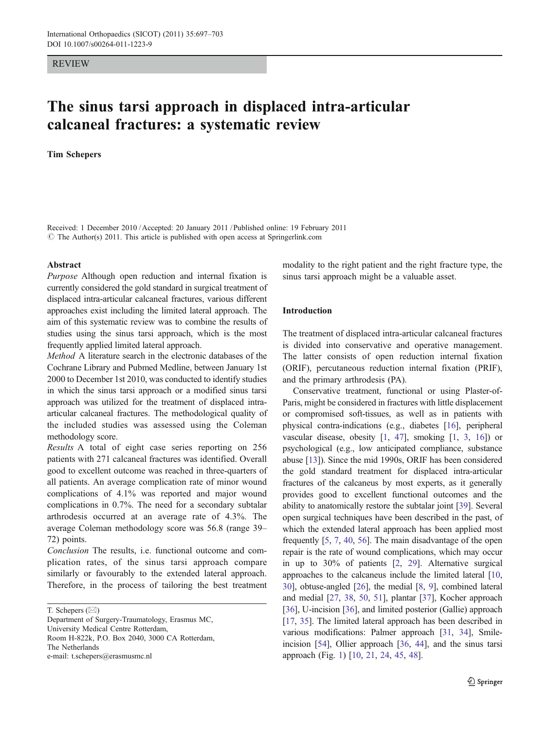REVIEW

# The sinus tarsi approach in displaced intra-articular calcaneal fractures: a systematic review

**Tim Schepers**

Received: 1 December 2010 / Accepted: 20 January 2011 / Published online: 19 February 2011
© The Author(s) 2011. This article is published with open access at Springerlink.com

## Abstract

*Purpose* Although open reduction and internal fixation is currently considered the gold standard in surgical treatment of displaced intra-articular calcaneal fractures, various different approaches exist including the limited lateral approach. The aim of this systematic review was to combine the results of studies using the sinus tarsi approach, which is the most frequently applied limited lateral approach.

*Method* A literature search in the electronic databases of the Cochrane Library and Pubmed Medline, between January 1st 2000 to December 1st 2010, was conducted to identify studies in which the sinus tarsi approach or a modified sinus tarsi approach was utilized for the treatment of displaced intra-articular calcaneal fractures. The methodological quality of the included studies was assessed using the Coleman methodology score.

*Results* A total of eight case series reporting on 256 patients with 271 calcaneal fractures was identified. Overall good to excellent outcome was reached in three-quarters of all patients. An average complication rate of minor wound complications of 4.1% was reported and major wound complications in 0.7%. The need for a secondary subtalar arthrodesis occurred at an average rate of 4.3%. The average Coleman methodology score was 56.8 (range 39–72) points.

*Conclusion* The results, i.e. functional outcome and complication rates, of the sinus tarsi approach compare similarly or favourably to the extended lateral approach. Therefore, in the process of tailoring the best treatment modality to the right patient and the right fracture type, the sinus tarsi approach might be a valuable asset.

T. Schepers (✉)
Department of Surgery-Traumatology, Erasmus MC,
University Medical Centre Rotterdam,
Room H-822k, P.O. Box 2040, 3000 CA Rotterdam,
The Netherlands
e-mail: t.schepers@erasmusmc.nl

## Introduction

The treatment of displaced intra-articular calcaneal fractures is divided into conservative and operative management. The latter consists of open reduction internal fixation (ORIF), percutaneous reduction internal fixation (PRIF), and the primary arthrodesis (PA).

Conservative treatment, functional or using Plaster-of-Paris, might be considered in fractures with little displacement or compromised soft-tissues, as well as in patients with physical contra-indications (e.g., diabetes [16], peripheral vascular disease, obesity [1, 47], smoking [1, 3, 16]) or psychological (e.g., low anticipated compliance, substance abuse [13]). Since the mid 1990s, ORIF has been considered the gold standard treatment for displaced intra-articular fractures of the calcaneus by most experts, as it generally provides good to excellent functional outcomes and the ability to anatomically restore the subtalar joint [39]. Several open surgical techniques have been described in the past, of which the extended lateral approach has been applied most frequently [5, 7, 40, 56]. The main disadvantage of the open repair is the rate of wound complications, which may occur in up to 30% of patients [2, 29]. Alternative surgical approaches to the calcaneus include the limited lateral [10, 30], obtuse-angled [26], the medial [8, 9], combined lateral and medial [27, 38, 50, 51], plantar [37], Kocher approach [36], U-incision [36], and limited posterior (Gallie) approach [17, 35]. The limited lateral approach has been described in various modifications: Palmer approach [31, 34], Smile-incision [54], Ollier approach [36, 44], and the sinus tarsi approach (Fig. 1) [10, 21, 24, 45, 48].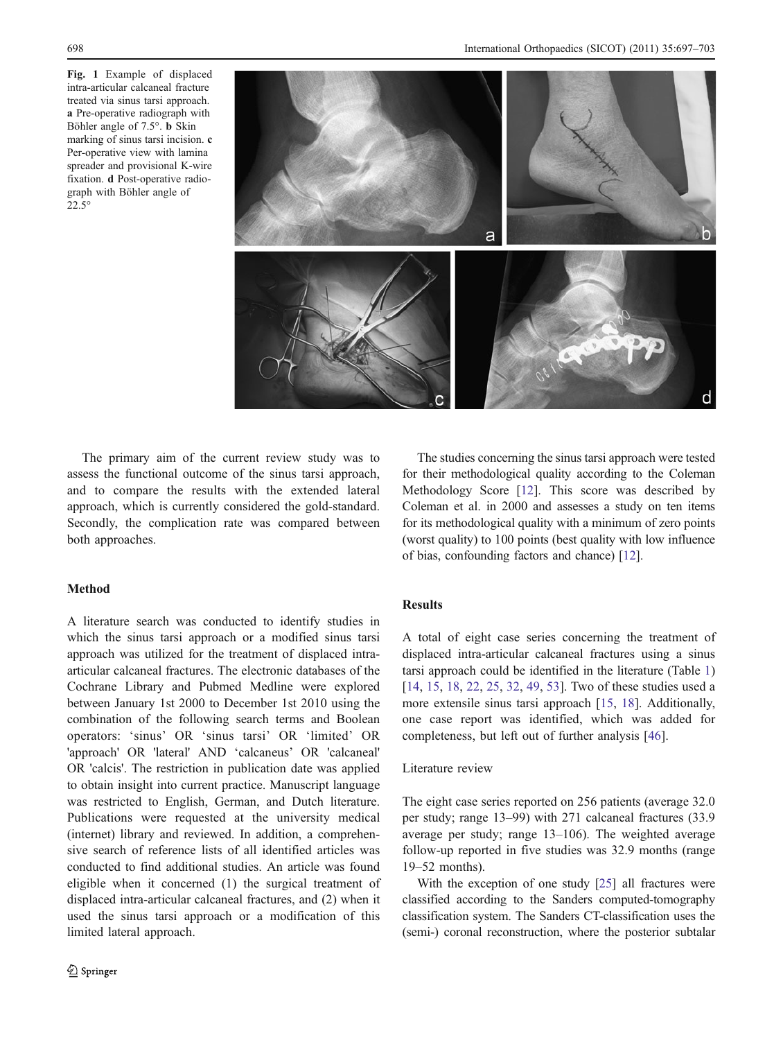Fig. 1 Example of displaced intra-articular calcaneal fracture treated via sinus tarsi approach. **a** Pre-operative radiograph with Böhler angle of 7.5°. **b** Skin marking of sinus tarsi incision. **c** Per-operative view with lamina spreader and provisional K-wire fixation. **d** Post-operative radiograph with Böhler angle of 22.5°

The primary aim of the current review study was to assess the functional outcome of the sinus tarsi approach, and to compare the results with the extended lateral approach, which is currently considered the gold-standard. Secondly, the complication rate was compared between both approaches.

## Method

A literature search was conducted to identify studies in which the sinus tarsi approach or a modified sinus tarsi approach was utilized for the treatment of displaced intra-articular calcaneal fractures. The electronic databases of the Cochrane Library and Pubmed Medline were explored between January 1st 2000 to December 1st 2010 using the combination of the following search terms and Boolean operators: 'sinus' OR 'sinus tarsi' OR 'limited' OR 'approach' OR 'lateral' AND 'calcaneus' OR 'calcaneal' OR 'calcis'. The restriction in publication date was applied to obtain insight into current practice. Manuscript language was restricted to English, German, and Dutch literature. Publications were requested at the university medical (internet) library and reviewed. In addition, a comprehensive search of reference lists of all identified articles was conducted to find additional studies. An article was found eligible when it concerned (1) the surgical treatment of displaced intra-articular calcaneal fractures, and (2) when it used the sinus tarsi approach or a modification of this limited lateral approach.

The studies concerning the sinus tarsi approach were tested for their methodological quality according to the Coleman Methodology Score [12]. This score was described by Coleman et al. in 2000 and assesses a study on ten items for its methodological quality with a minimum of zero points (worst quality) to 100 points (best quality with low influence of bias, confounding factors and chance) [12].

## Results

A total of eight case series concerning the treatment of displaced intra-articular calcaneal fractures using a sinus tarsi approach could be identified in the literature (Table 1) [14, 15, 18, 22, 25, 32, 49, 53]. Two of these studies used a more extensile sinus tarsi approach [15, 18]. Additionally, one case report was identified, which was added for completeness, but left out of further analysis [46].

### Literature review

The eight case series reported on 256 patients (average 32.0 per study; range 13–99) with 271 calcaneal fractures (33.9 average per study; range 13–106). The weighted average follow-up reported in five studies was 32.9 months (range 19–52 months).

With the exception of one study [25] all fractures were classified according to the Sanders computed-tomography classification system. The Sanders CT-classification uses the (semi-) coronal reconstruction, where the posterior subtalar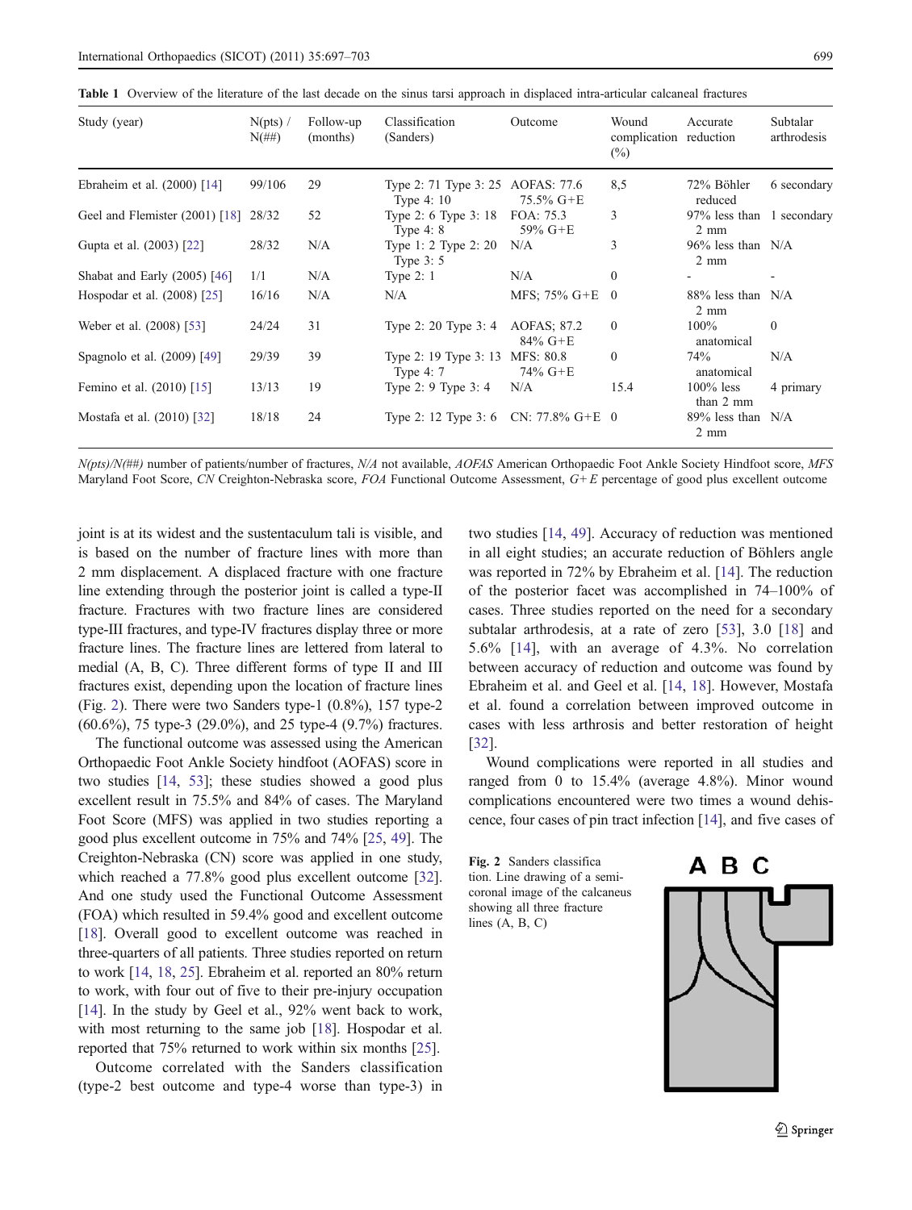**Table 1** Overview of the literature of the last decade on the sinus tarsi approach in displaced intra-articular calcaneal fractures

| Study (year) | N(pts) / N(##) | Follow-up (months) | Classification (Sanders) | Outcome | Wound complication (%) | Accurate reduction | Subtalar arthrodesis |
|---|---|---|---|---|---|---|---|
| Ebraheim et al. (2000) [14] | 99/106 | 29 | Type 2: 71 Type 3: 25 Type 4: 10 | AOFAS: 77.6 75.5% G+E | 8,5 | 72% Böhler reduced | 6 secondary |
| Geel and Flemister (2001) [18] | 28/32 | 52 | Type 2: 6 Type 3: 18 Type 4: 8 | FOA: 75.3 59% G+E | 3 | 97% less than 2 mm | 1 secondary |
| Gupta et al. (2003) [22] | 28/32 | N/A | Type 1: 2 Type 2: 20 Type 3: 5 | N/A | 3 | 96% less than 2 mm | N/A |
| Shabat and Early (2005) [46] | 1/1 | N/A | Type 2: 1 | N/A | 0 | - | - |
| Hospodar et al. (2008) [25] | 16/16 | N/A | N/A | MFS; 75% G+E | 0 | 88% less than 2 mm | N/A |
| Weber et al. (2008) [53] | 24/24 | 31 | Type 2: 20 Type 3: 4 | AOFAS; 87.2 84% G+E | 0 | 100% anatomical | 0 |
| Spagnolo et al. (2009) [49] | 29/39 | 39 | Type 2: 19 Type 3: 13 Type 4: 7 | MFS: 80.8 74% G+E | 0 | 74% anatomical | N/A |
| Femino et al. (2010) [15] | 13/13 | 19 | Type 2: 9 Type 3: 4 | N/A | 15.4 | 100% less than 2 mm | 4 primary |
| Mostafa et al. (2010) [32] | 18/18 | 24 | Type 2: 12 Type 3: 6 | CN: 77.8% G+E | 0 | 89% less than 2 mm | N/A |

*N(pts)/N(##)* number of patients/number of fractures, *N/A* not available, *AOFAS* American Orthopaedic Foot Ankle Society Hindfoot score, *MFS* Maryland Foot Score, *CN* Creighton-Nebraska score, *FOA* Functional Outcome Assessment, *G+E* percentage of good plus excellent outcome

joint is at its widest and the sustentaculum tali is visible, and is based on the number of fracture lines with more than 2 mm displacement. A displaced fracture with one fracture line extending through the posterior joint is called a type-II fracture. Fractures with two fracture lines are considered type-III fractures, and type-IV fractures display three or more fracture lines. The fracture lines are lettered from lateral to medial (A, B, C). Three different forms of type II and III fractures exist, depending upon the location of fracture lines (Fig. 2). There were two Sanders type-1 (0.8%), 157 type-2 (60.6%), 75 type-3 (29.0%), and 25 type-4 (9.7%) fractures.

The functional outcome was assessed using the American Orthopaedic Foot Ankle Society hindfoot (AOFAS) score in two studies [14, 53]; these studies showed a good plus excellent result in 75.5% and 84% of cases. The Maryland Foot Score (MFS) was applied in two studies reporting a good plus excellent outcome in 75% and 74% [25, 49]. The Creighton-Nebraska (CN) score was applied in one study, which reached a 77.8% good plus excellent outcome [32]. And one study used the Functional Outcome Assessment (FOA) which resulted in 59.4% good and excellent outcome [18]. Overall good to excellent outcome was reached in three-quarters of all patients. Three studies reported on return to work [14, 18, 25]. Ebraheim et al. reported an 80% return to work, with four out of five to their pre-injury occupation [14]. In the study by Geel et al., 92% went back to work, with most returning to the same job [18]. Hospodar et al. reported that 75% returned to work within six months [25].

Outcome correlated with the Sanders classification (type-2 best outcome and type-4 worse than type-3) in two studies [14, 49]. Accuracy of reduction was mentioned in all eight studies; an accurate reduction of Böhlers angle was reported in 72% by Ebraheim et al. [14]. The reduction of the posterior facet was accomplished in 74–100% of cases. Three studies reported on the need for a secondary subtalar arthrodesis, at a rate of zero [53], 3.0 [18] and 5.6% [14], with an average of 4.3%. No correlation between accuracy of reduction and outcome was found by Ebraheim et al. and Geel et al. [14, 18]. However, Mostafa et al. found a correlation between improved outcome in cases with less arthrosis and better restoration of height [32].

Wound complications were reported in all studies and ranged from 0 to 15.4% (average 4.8%). Minor wound complications encountered were two times a wound dehiscence, four cases of pin tract infection [14], and five cases of

**Fig. 2** Sanders classification. Line drawing of a semi-coronal image of the calcaneus showing all three fracture lines (A, B, C)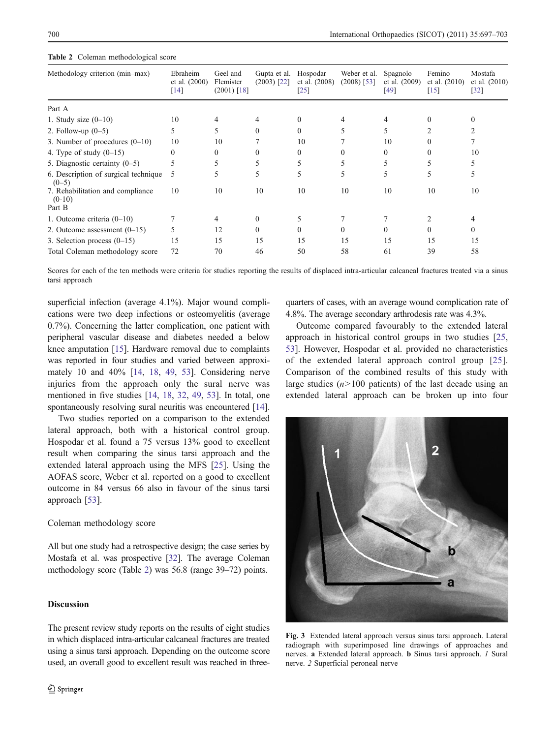**Table 2** Coleman methodological score

| Methodology criterion (min–max) | Ebraheim et al. (2000) [14] | Geel and Flemister (2001) [18] | Gupta et al. (2003) [22] | Hospodar et al. (2008) [25] | Weber et al. (2008) [53] | Spagnolo et al. (2009) [49] | Femino et al. (2010) [15] | Mostafa et al. (2010) [32] |
|---|---|---|---|---|---|---|---|---|
| Part A | | | | | | | | |
| 1. Study size (0–10) | 10 | 4 | 4 | 0 | 4 | 4 | 0 | 0 |
| 2. Follow-up (0–5) | 5 | 5 | 0 | 0 | 5 | 5 | 2 | 2 |
| 3. Number of procedures (0–10) | 10 | 10 | 7 | 10 | 7 | 10 | 0 | 7 |
| 4. Type of study (0–15) | 0 | 0 | 0 | 0 | 0 | 0 | 0 | 10 |
| 5. Diagnostic certainty (0–5) | 5 | 5 | 5 | 5 | 5 | 5 | 5 | 5 |
| 6. Description of surgical technique (0–5) | 5 | 5 | 5 | 5 | 5 | 5 | 5 | 5 |
| 7. Rehabilitation and compliance (0-10) | 10 | 10 | 10 | 10 | 10 | 10 | 10 | 10 |
| Part B | | | | | | | | |
| 1. Outcome criteria (0–10) | 7 | 4 | 0 | 5 | 7 | 7 | 2 | 4 |
| 2. Outcome assessment (0–15) | 5 | 12 | 0 | 0 | 0 | 0 | 0 | 0 |
| 3. Selection process (0–15) | 15 | 15 | 15 | 15 | 15 | 15 | 15 | 15 |
| Total Coleman methodology score | 72 | 70 | 46 | 50 | 58 | 61 | 39 | 58 |

Scores for each of the ten methods were criteria for studies reporting the results of displaced intra-articular calcaneal fractures treated via a sinus tarsi approach

superficial infection (average 4.1%). Major wound complications were two deep infections or osteomyelitis (average 0.7%). Concerning the latter complication, one patient with peripheral vascular disease and diabetes needed a below knee amputation [15]. Hardware removal due to complaints was reported in four studies and varied between approximately 10 and 40% [14, 18, 49, 53]. Considering nerve injuries from the approach only the sural nerve was mentioned in five studies [14, 18, 32, 49, 53]. In total, one spontaneously resolving sural neuritis was encountered [14].

Two studies reported on a comparison to the extended lateral approach, both with a historical control group. Hospodar et al. found a 75 versus 13% good to excellent result when comparing the sinus tarsi approach and the extended lateral approach using the MFS [25]. Using the AOFAS score, Weber et al. reported on a good to excellent outcome in 84 versus 66 also in favour of the sinus tarsi approach [53].

### Coleman methodology score

All but one study had a retrospective design; the case series by Mostafa et al. was prospective [32]. The average Coleman methodology score (Table 2) was 56.8 (range 39–72) points.

## Discussion

The present review study reports on the results of eight studies in which displaced intra-articular calcaneal fractures are treated using a sinus tarsi approach. Depending on the outcome score used, an overall good to excellent result was reached in three-quarters of cases, with an average wound complication rate of 4.8%. The average secondary arthrodesis rate was 4.3%.

Outcome compared favourably to the extended lateral approach in historical control groups in two studies [25, 53]. However, Hospodar et al. provided no characteristics of the extended lateral approach control group [25]. Comparison of the combined results of this study with large studies ($n>100$ patients) of the last decade using an extended lateral approach can be broken up into four

**Fig. 3** Extended lateral approach versus sinus tarsi approach. Lateral radiograph with superimposed line drawings of approaches and nerves. **a** Extended lateral approach. **b** Sinus tarsi approach. *1* Sural nerve. *2* Superficial peroneal nerve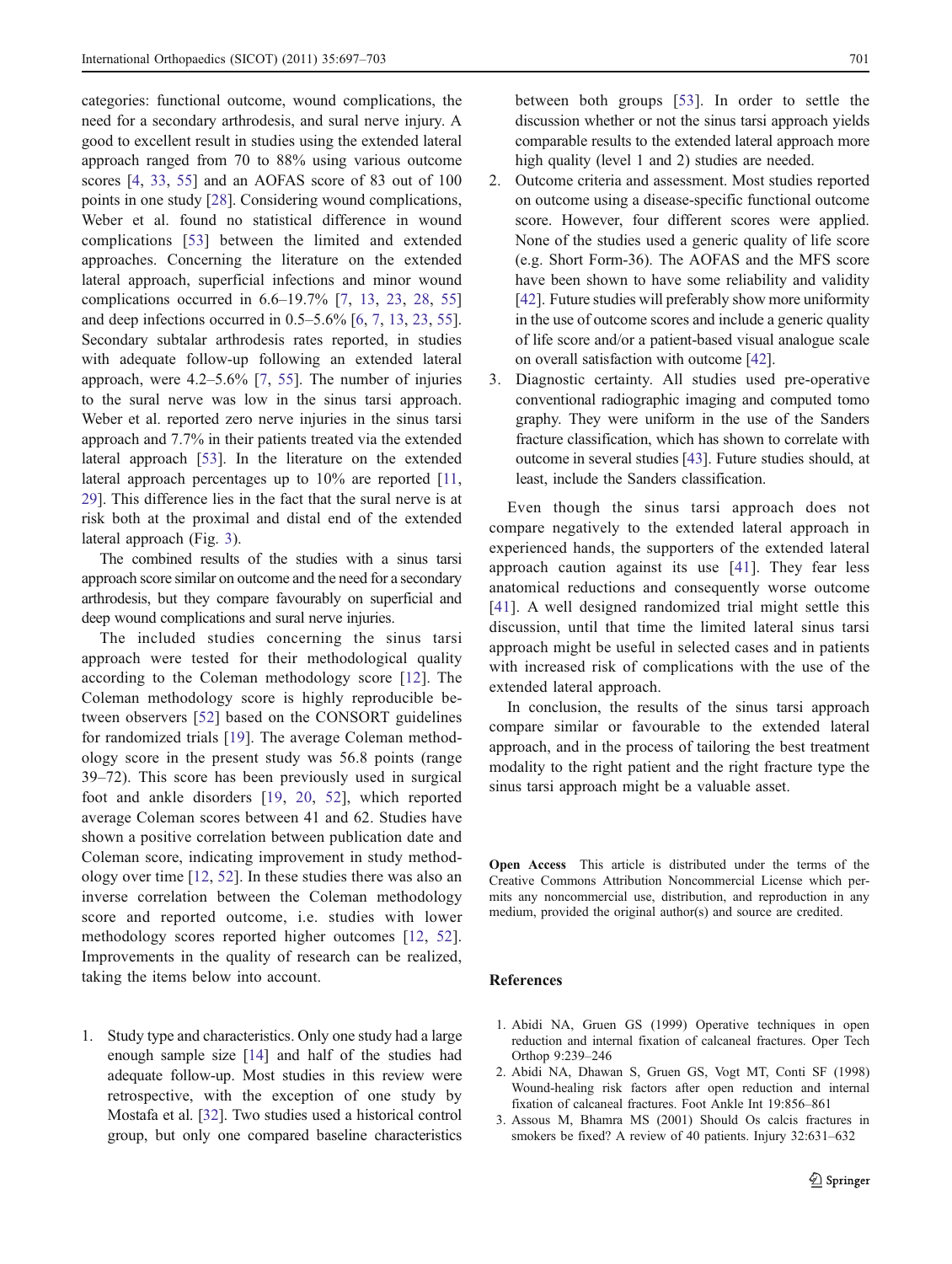categories: functional outcome, wound complications, the need for a secondary arthrodesis, and sural nerve injury. A good to excellent result in studies using the extended lateral approach ranged from 70 to 88% using various outcome scores [4, 33, 55] and an AOFAS score of 83 out of 100 points in one study [28]. Considering wound complications, Weber et al. found no statistical difference in wound complications [53] between the limited and extended approaches. Concerning the literature on the extended lateral approach, superficial infections and minor wound complications occurred in 6.6–19.7% [7, 13, 23, 28, 55] and deep infections occurred in 0.5–5.6% [6, 7, 13, 23, 55]. Secondary subtalar arthrodesis rates reported, in studies with adequate follow-up following an extended lateral approach, were 4.2–5.6% [7, 55]. The number of injuries to the sural nerve was low in the sinus tarsi approach. Weber et al. reported zero nerve injuries in the sinus tarsi approach and 7.7% in their patients treated via the extended lateral approach [53]. In the literature on the extended lateral approach percentages up to 10% are reported [11, 29]. This difference lies in the fact that the sural nerve is at risk both at the proximal and distal end of the extended lateral approach (Fig. 3).

The combined results of the studies with a sinus tarsi approach score similar on outcome and the need for a secondary arthrodesis, but they compare favourably on superficial and deep wound complications and sural nerve injuries.

The included studies concerning the sinus tarsi approach were tested for their methodological quality according to the Coleman methodology score [12]. The Coleman methodology score is highly reproducible between observers [52] based on the CONSORT guidelines for randomized trials [19]. The average Coleman methodology score in the present study was 56.8 points (range 39–72). This score has been previously used in surgical foot and ankle disorders [19, 20, 52], which reported average Coleman scores between 41 and 62. Studies have shown a positive correlation between publication date and Coleman score, indicating improvement in study methodology over time [12, 52]. In these studies there was also an inverse correlation between the Coleman methodology score and reported outcome, i.e. studies with lower methodology scores reported higher outcomes [12, 52]. Improvements in the quality of research can be realized, taking the items below into account.

1. Study type and characteristics. Only one study had a large enough sample size [14] and half of the studies had adequate follow-up. Most studies in this review were retrospective, with the exception of one study by Mostafa et al. [32]. Two studies used a historical control group, but only one compared baseline characteristics between both groups [53]. In order to settle the discussion whether or not the sinus tarsi approach yields comparable results to the extended lateral approach more high quality (level 1 and 2) studies are needed.
2. Outcome criteria and assessment. Most studies reported on outcome using a disease-specific functional outcome score. However, four different scores were applied. None of the studies used a generic quality of life score (e.g. Short Form-36). The AOFAS and the MFS score have been shown to have some reliability and validity [42]. Future studies will preferably show more uniformity in the use of outcome scores and include a generic quality of life score and/or a patient-based visual analogue scale on overall satisfaction with outcome [42].
3. Diagnostic certainty. All studies used pre-operative conventional radiographic imaging and computed tomography. They were uniform in the use of the Sanders fracture classification, which has shown to correlate with outcome in several studies [43]. Future studies should, at least, include the Sanders classification.

Even though the sinus tarsi approach does not compare negatively to the extended lateral approach in experienced hands, the supporters of the extended lateral approach caution against its use [41]. They fear less anatomical reductions and consequently worse outcome [41]. A well designed randomized trial might settle this discussion, until that time the limited lateral sinus tarsi approach might be useful in selected cases and in patients with increased risk of complications with the use of the extended lateral approach.

In conclusion, the results of the sinus tarsi approach compare similar or favourable to the extended lateral approach, and in the process of tailoring the best treatment modality to the right patient and the right fracture type the sinus tarsi approach might be a valuable asset.

**Open Access** This article is distributed under the terms of the Creative Commons Attribution Noncommercial License which permits any noncommercial use, distribution, and reproduction in any medium, provided the original author(s) and source are credited.

## References

1. Abidi NA, Gruen GS (1999) Operative techniques in open reduction and internal fixation of calcaneal fractures. Oper Tech Orthop 9:239–246
2. Abidi NA, Dhawan S, Gruen GS, Vogt MT, Conti SF (1998) Wound-healing risk factors after open reduction and internal fixation of calcaneal fractures. Foot Ankle Int 19:856–861
3. Assous M, Bhamra MS (2001) Should Os calcis fractures in smokers be fixed? A review of 40 patients. Injury 32:631–632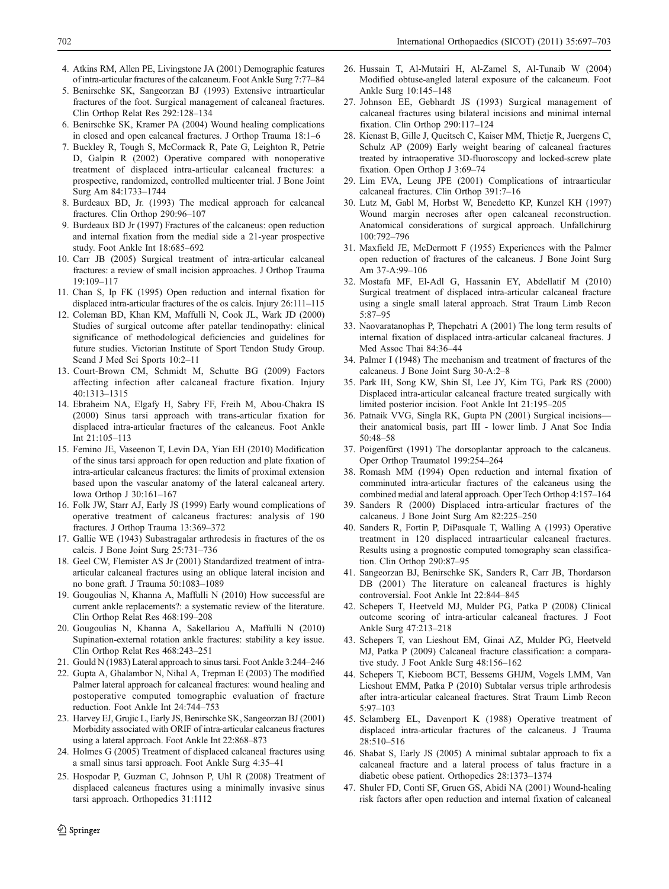4. Atkins RM, Allen PE, Livingstone JA (2001) Demographic features of intra-articular fractures of the calcaneum. Foot Ankle Surg 7:77–84
5. Benirschke SK, Sangeorzan BJ (1993) Extensive intraarticular fractures of the foot. Surgical management of calcaneal fractures. Clin Orthop Relat Res 292:128–134
6. Benirschke SK, Kramer PA (2004) Wound healing complications in closed and open calcaneal fractures. J Orthop Trauma 18:1–6
7. Buckley R, Tough S, McCormack R, Pate G, Leighton R, Petrie D, Galpin R (2002) Operative compared with nonoperative treatment of displaced intra-articular calcaneal fractures: a prospective, randomized, controlled multicenter trial. J Bone Joint Surg Am 84:1733–1744
8. Burdeaux BD, Jr. (1993) The medical approach for calcaneal fractures. Clin Orthop 290:96–107
9. Burdeaux BD Jr (1997) Fractures of the calcaneus: open reduction and internal fixation from the medial side a 21-year prospective study. Foot Ankle Int 18:685–692
10. Carr JB (2005) Surgical treatment of intra-articular calcaneal fractures: a review of small incision approaches. J Orthop Trauma 19:109–117
11. Chan S, Ip FK (1995) Open reduction and internal fixation for displaced intra-articular fractures of the os calcis. Injury 26:111–115
12. Coleman BD, Khan KM, Maffulli N, Cook JL, Wark JD (2000) Studies of surgical outcome after patellar tendinopathy: clinical significance of methodological deficiencies and guidelines for future studies. Victorian Institute of Sport Tendon Study Group. Scand J Med Sci Sports 10:2–11
13. Court-Brown CM, Schmidt M, Schutte BG (2009) Factors affecting infection after calcaneal fracture fixation. Injury 40:1313–1315
14. Ebraheim NA, Elgafy H, Sabry FF, Freih M, Abou-Chakra IS (2000) Sinus tarsi approach with trans-articular fixation for displaced intra-articular fractures of the calcaneus. Foot Ankle Int 21:105–113
15. Femino JE, Vaseenon T, Levin DA, Yian EH (2010) Modification of the sinus tarsi approach for open reduction and plate fixation of intra-articular calcaneus fractures: the limits of proximal extension based upon the vascular anatomy of the lateral calcaneal artery. Iowa Orthop J 30:161–167
16. Folk JW, Starr AJ, Early JS (1999) Early wound complications of operative treatment of calcaneus fractures: analysis of 190 fractures. J Orthop Trauma 13:369–372
17. Gallie WE (1943) Subastragalar arthrodesis in fractures of the os calcis. J Bone Joint Surg 25:731–736
18. Geel CW, Flemister AS Jr (2001) Standardized treatment of intra-articular calcaneal fractures using an oblique lateral incision and no bone graft. J Trauma 50:1083–1089
19. Gougoulias N, Khanna A, Maffulli N (2010) How successful are current ankle replacements?: a systematic review of the literature. Clin Orthop Relat Res 468:199–208
20. Gougoulias N, Khanna A, Sakellariou A, Maffulli N (2010) Supination-external rotation ankle fractures: stability a key issue. Clin Orthop Relat Res 468:243–251
21. Gould N (1983) Lateral approach to sinus tarsi. Foot Ankle 3:244–246
22. Gupta A, Ghalambor N, Nihal A, Trepman E (2003) The modified Palmer lateral approach for calcaneal fractures: wound healing and postoperative computed tomographic evaluation of fracture reduction. Foot Ankle Int 24:744–753
23. Harvey EJ, Grujic L, Early JS, Benirschke SK, Sangeorzan BJ (2001) Morbidity associated with ORIF of intra-articular calcaneus fractures using a lateral approach. Foot Ankle Int 22:868–873
24. Holmes G (2005) Treatment of displaced calcaneal fractures using a small sinus tarsi approach. Foot Ankle Surg 4:35–41
25. Hospodar P, Guzman C, Johnson P, Uhl R (2008) Treatment of displaced calcaneus fractures using a minimally invasive sinus tarsi approach. Orthopedics 31:1112
26. Hussain T, Al-Mutairi H, Al-Zamel S, Al-Tunaib W (2004) Modified obtuse-angled lateral exposure of the calcaneum. Foot Ankle Surg 10:145–148
27. Johnson EE, Gebhardt JS (1993) Surgical management of calcaneal fractures using bilateral incisions and minimal internal fixation. Clin Orthop 290:117–124
28. Kienast B, Gille J, Queitsch C, Kaiser MM, Thietje R, Juergens C, Schulz AP (2009) Early weight bearing of calcaneal fractures treated by intraoperative 3D-fluoroscopy and locked-screw plate fixation. Open Orthop J 3:69–74
29. Lim EVA, Leung JPE (2001) Complications of intraarticular calcaneal fractures. Clin Orthop 391:7–16
30. Lutz M, Gabl M, Horbst W, Benedetto KP, Kunzel KH (1997) Wound margin necroses after open calcaneal reconstruction. Anatomical considerations of surgical approach. Unfallchirurg 100:792–796
31. Maxfield JE, McDermott F (1955) Experiences with the Palmer open reduction of fractures of the calcaneus. J Bone Joint Surg Am 37-A:99–106
32. Mostafa MF, El-Adl G, Hassanin EY, Abdellatif M (2010) Surgical treatment of displaced intra-articular calcaneal fracture using a single small lateral approach. Strat Traum Limb Recon 5:87–95
33. Naovaratanophas P, Thepchatri A (2001) The long term results of internal fixation of displaced intra-articular calcaneal fractures. J Med Assoc Thai 84:36–44
34. Palmer I (1948) The mechanism and treatment of fractures of the calcaneus. J Bone Joint Surg 30-A:2–8
35. Park IH, Song KW, Shin SI, Lee JY, Kim TG, Park RS (2000) Displaced intra-articular calcaneal fracture treated surgically with limited posterior incision. Foot Ankle Int 21:195–205
36. Patnaik VVG, Singla RK, Gupta PN (2001) Surgical incisions—their anatomical basis, part III - lower limb. J Anat Soc India 50:48–58
37. Poigenfürst (1991) The dorsoplantar approach to the calcaneus. Oper Orthop Traumatol 199:254–264
38. Romash MM (1994) Open reduction and internal fixation of comminuted intra-articular fractures of the calcaneus using the combined medial and lateral approach. Oper Tech Orthop 4:157–164
39. Sanders R (2000) Displaced intra-articular fractures of the calcaneus. J Bone Joint Surg Am 82:225–250
40. Sanders R, Fortin P, DiPasquale T, Walling A (1993) Operative treatment in 120 displaced intraarticular calcaneal fractures. Results using a prognostic computed tomography scan classification. Clin Orthop 290:87–95
41. Sangeorzan BJ, Benirschke SK, Sanders R, Carr JB, Thordarson DB (2001) The literature on calcaneal fractures is highly controversial. Foot Ankle Int 22:844–845
42. Schepers T, Heetveld MJ, Mulder PG, Patka P (2008) Clinical outcome scoring of intra-articular calcaneal fractures. J Foot Ankle Surg 47:213–218
43. Schepers T, van Lieshout EM, Ginai AZ, Mulder PG, Heetveld MJ, Patka P (2009) Calcaneal fracture classification: a comparative study. J Foot Ankle Surg 48:156–162
44. Schepers T, Kieboom BCT, Bessems GHJM, Vogels LMM, Van Lieshout EMM, Patka P (2010) Subtalar versus triple arthrodesis after intra-articular calcaneal fractures. Strat Traum Limb Recon 5:97–103
45. Sclamberg EL, Davenport K (1988) Operative treatment of displaced intra-articular fractures of the calcaneus. J Trauma 28:510–516
46. Shabat S, Early JS (2005) A minimal subtalar approach to fix a calcaneal fracture and a lateral process of talus fracture in a diabetic obese patient. Orthopedics 28:1373–1374
47. Shuler FD, Conti SF, Gruen GS, Abidi NA (2001) Wound-healing risk factors after open reduction and internal fixation of calcaneal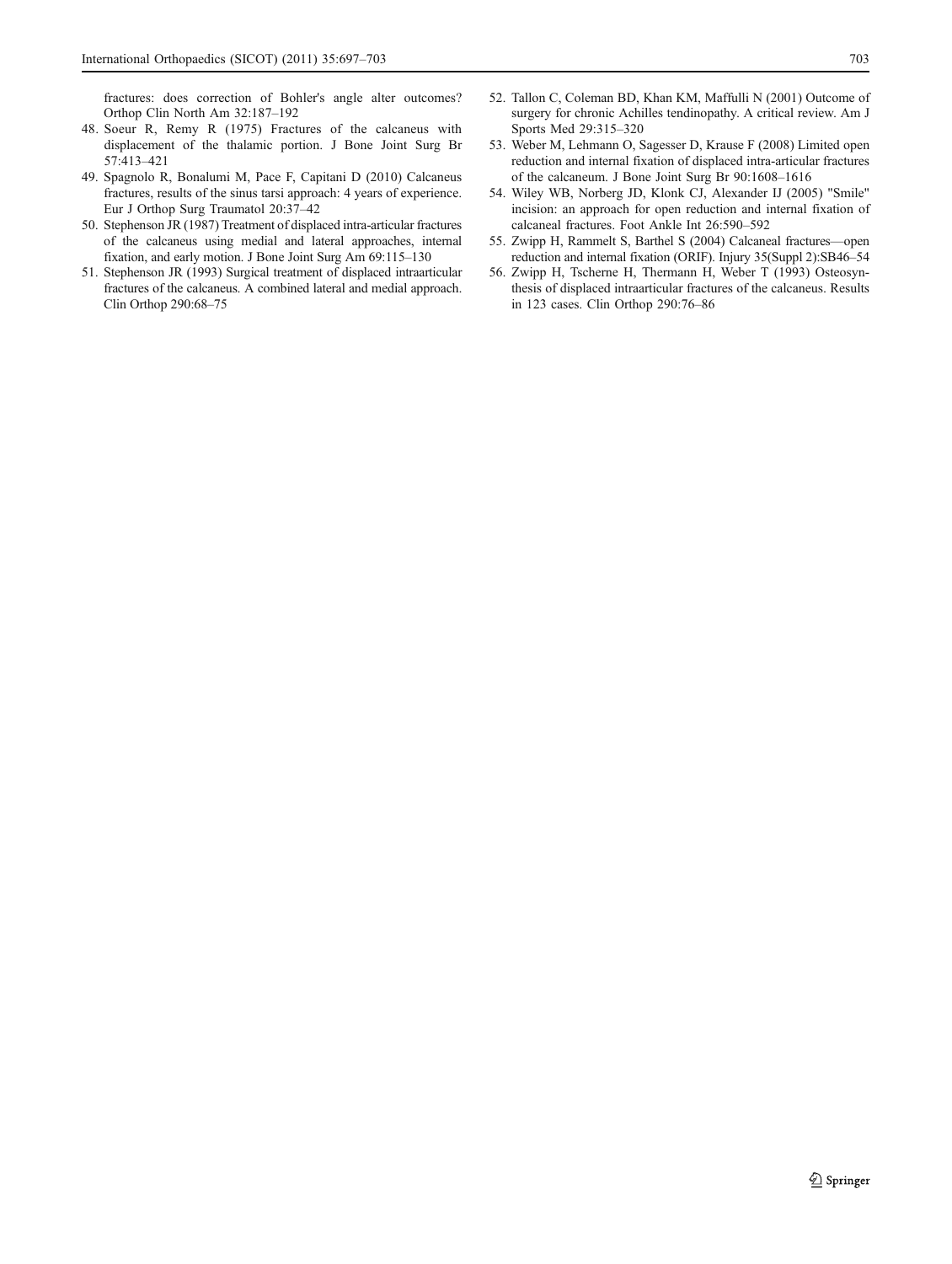fractures: does correction of Bohler's angle alter outcomes? Orthop Clin North Am 32:187–192

48. Soeur R, Remy R (1975) Fractures of the calcaneus with displacement of the thalamic portion. J Bone Joint Surg Br 57:413–421
49. Spagnolo R, Bonalumi M, Pace F, Capitani D (2010) Calcaneus fractures, results of the sinus tarsi approach: 4 years of experience. Eur J Orthop Surg Traumatol 20:37–42
50. Stephenson JR (1987) Treatment of displaced intra-articular fractures of the calcaneus using medial and lateral approaches, internal fixation, and early motion. J Bone Joint Surg Am 69:115–130
51. Stephenson JR (1993) Surgical treatment of displaced intraarticular fractures of the calcaneus. A combined lateral and medial approach. Clin Orthop 290:68–75
52. Tallon C, Coleman BD, Khan KM, Maffulli N (2001) Outcome of surgery for chronic Achilles tendinopathy. A critical review. Am J Sports Med 29:315–320
53. Weber M, Lehmann O, Sagesser D, Krause F (2008) Limited open reduction and internal fixation of displaced intra-articular fractures of the calcaneum. J Bone Joint Surg Br 90:1608–1616
54. Wiley WB, Norberg JD, Klonk CJ, Alexander IJ (2005) "Smile" incision: an approach for open reduction and internal fixation of calcaneal fractures. Foot Ankle Int 26:590–592
55. Zwipp H, Rammelt S, Barthel S (2004) Calcaneal fractures—open reduction and internal fixation (ORIF). Injury 35(Suppl 2):SB46–54
56. Zwipp H, Tscherne H, Thermann H, Weber T (1993) Osteosynthesis of displaced intraarticular fractures of the calcaneus. Results in 123 cases. Clin Orthop 290:76–86